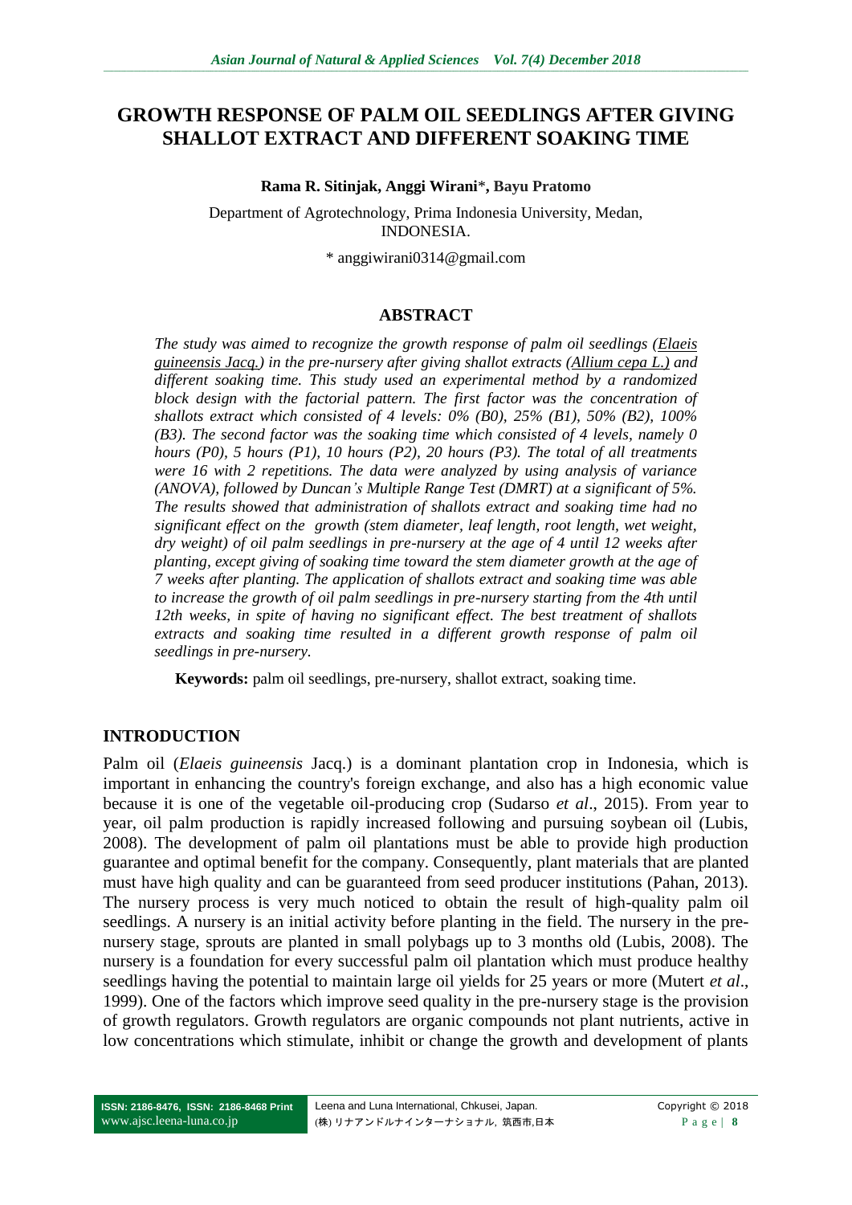# GROWTH RESPONSE OF PALM OIL SEEDLINGS AFTER GIVING SHALLOT EXTRACT AND DIFFERENT SOAKING TIME

**Rama R. Sitinjak, Anggi Wirani\*, Bayu Pratomo**

Department of Agrotechnology, Prima Indonesia University, Medan, INDONESIA.

\* anggiwirani0314@gmail.com

## ABSTRACT

*The study was aimed to recognize the growth response of palm oil seedlings (Elaeis guineensis Jacq.) in the pre-nursery after giving shallot extracts (Allium cepa L.) and different soaking time. This study used an experimental method by a randomized block design with the factorial pattern. The first factor was the concentration of shallots extract which consisted of 4 levels: 0% (B0), 25% (B1), 50% (B2), 100% (B3). The second factor was the soaking time which consisted of 4 levels, namely 0 hours (P0), 5 hours (P1), 10 hours (P2), 20 hours (P3). The total of all treatments were 16 with 2 repetitions. The data were analyzed by using analysis of variance (ANOVA), followed by Duncan's Multiple Range Test (DMRT) at a significant of 5%. The results showed that administration of shallots extract and soaking time had no significant effect on the growth (stem diameter, leaf length, root length, wet weight, dry weight) of oil palm seedlings in pre-nursery at the age of 4 until 12 weeks after planting, except giving of soaking time toward the stem diameter growth at the age of 7 weeks after planting. The application of shallots extract and soaking time was able to increase the growth of oil palm seedlings in pre-nursery starting from the 4th until 12th weeks, in spite of having no significant effect. The best treatment of shallots extracts and soaking time resulted in a different growth response of palm oil seedlings in pre-nursery.*

**Keywords:** palm oil seedlings, pre-nursery, shallot extract, soaking time.

## INTRODUCTION

Palm oil (*Elaeis guineensis* Jacq.) is a dominant plantation crop in Indonesia, which is important in enhancing the country's foreign exchange, and also has a high economic value because it is one of the vegetable oil-producing crop (Sudarso *et al*., 2015). From year to year, oil palm production is rapidly increased following and pursuing soybean oil (Lubis, 2008). The development of palm oil plantations must be able to provide high production guarantee and optimal benefit for the company. Consequently, plant materials that are planted must have high quality and can be guaranteed from seed producer institutions (Pahan, 2013). The nursery process is very much noticed to obtain the result of high-quality palm oil seedlings. A nursery is an initial activity before planting in the field. The nursery in the pre-nursery stage, sprouts are planted in small polybags up to 3 months old (Lubis, 2008). The nursery is a foundation for every successful palm oil plantation which must produce healthy seedlings having the potential to maintain large oil yields for 25 years or more (Mutert *et al*., 1999). One of the factors which improve seed quality in the pre-nursery stage is the provision of growth regulators. Growth regulators are organic compounds not plant nutrients, active in low concentrations which stimulate, inhibit or change the growth and development of plants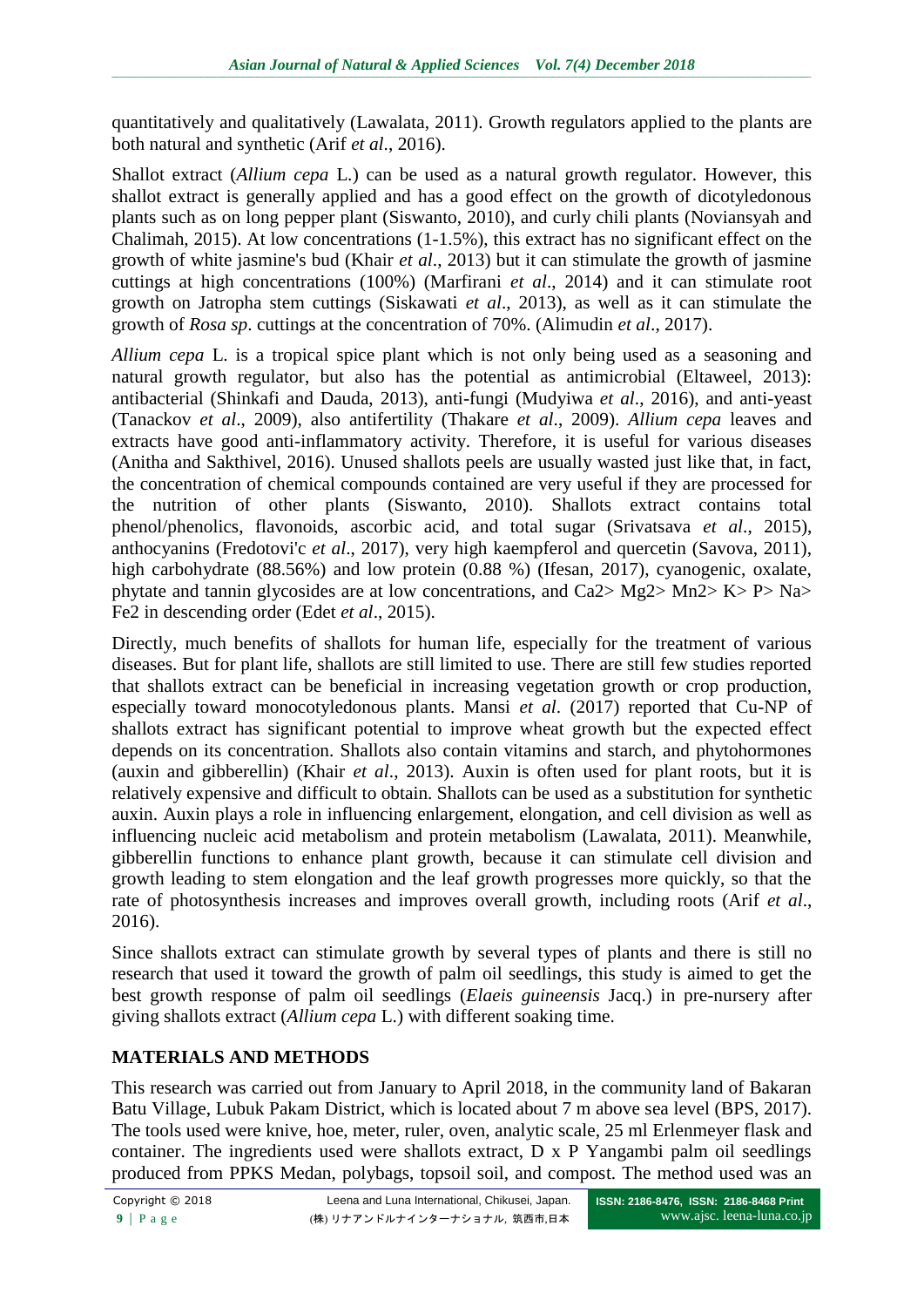quantitatively and qualitatively (Lawalata, 2011). Growth regulators applied to the plants are both natural and synthetic (Arif *et al*., 2016).

Shallot extract (*Allium cepa* L.) can be used as a natural growth regulator. However, this shallot extract is generally applied and has a good effect on the growth of dicotyledonous plants such as on long pepper plant (Siswanto, 2010), and curly chili plants (Noviansyah and Chalimah, 2015). At low concentrations (1-1.5%), this extract has no significant effect on the growth of white jasmine's bud (Khair *et al*., 2013) but it can stimulate the growth of jasmine cuttings at high concentrations (100%) (Marfirani *et al*., 2014) and it can stimulate root growth on Jatropha stem cuttings (Siskawati *et al*., 2013), as well as it can stimulate the growth of *Rosa sp*. cuttings at the concentration of 70%. (Alimudin *et al*., 2017).

*Allium cepa* L. is a tropical spice plant which is not only being used as a seasoning and natural growth regulator, but also has the potential as antimicrobial (Eltaweel, 2013): antibacterial (Shinkafi and Dauda, 2013), anti-fungi (Mudyiwa *et al*., 2016), and anti-yeast (Tanackov *et al*., 2009), also antifertility (Thakare *et al*., 2009). *Allium cepa* leaves and extracts have good anti-inflammatory activity. Therefore, it is useful for various diseases (Anitha and Sakthivel, 2016). Unused shallots peels are usually wasted just like that, in fact, the concentration of chemical compounds contained are very useful if they are processed for the nutrition of other plants (Siswanto, 2010). Shallots extract contains total phenol/phenolics, flavonoids, ascorbic acid, and total sugar (Srivatsava *et al*., 2015), anthocyanins (Fredotovi'c *et al*., 2017), very high kaempferol and quercetin (Savova, 2011), high carbohydrate (88.56%) and low protein (0.88 %) (Ifesan, 2017), cyanogenic, oxalate, phytate and tannin glycosides are at low concentrations, and Ca2> Mg2> Mn2> K> P> Na> Fe2 in descending order (Edet *et al*., 2015).

Directly, much benefits of shallots for human life, especially for the treatment of various diseases. But for plant life, shallots are still limited to use. There are still few studies reported that shallots extract can be beneficial in increasing vegetation growth or crop production, especially toward monocotyledonous plants. Mansi *et al*. (2017) reported that Cu-NP of shallots extract has significant potential to improve wheat growth but the expected effect depends on its concentration. Shallots also contain vitamins and starch, and phytohormones (auxin and gibberellin) (Khair *et al*., 2013). Auxin is often used for plant roots, but it is relatively expensive and difficult to obtain. Shallots can be used as a substitution for synthetic auxin. Auxin plays a role in influencing enlargement, elongation, and cell division as well as influencing nucleic acid metabolism and protein metabolism (Lawalata, 2011). Meanwhile, gibberellin functions to enhance plant growth, because it can stimulate cell division and growth leading to stem elongation and the leaf growth progresses more quickly, so that the rate of photosynthesis increases and improves overall growth, including roots (Arif *et al*., 2016).

Since shallots extract can stimulate growth by several types of plants and there is still no research that used it toward the growth of palm oil seedlings, this study is aimed to get the best growth response of palm oil seedlings (*Elaeis guineensis* Jacq.) in pre-nursery after giving shallots extract (*Allium cepa* L.) with different soaking time.

## MATERIALS AND METHODS

This research was carried out from January to April 2018, in the community land of Bakaran Batu Village, Lubuk Pakam District, which is located about 7 m above sea level (BPS, 2017). The tools used were knive, hoe, meter, ruler, oven, analytic scale, 25 ml Erlenmeyer flask and container. The ingredients used were shallots extract, D x P Yangambi palm oil seedlings produced from PPKS Medan, polybags, topsoil soil, and compost. The method used was an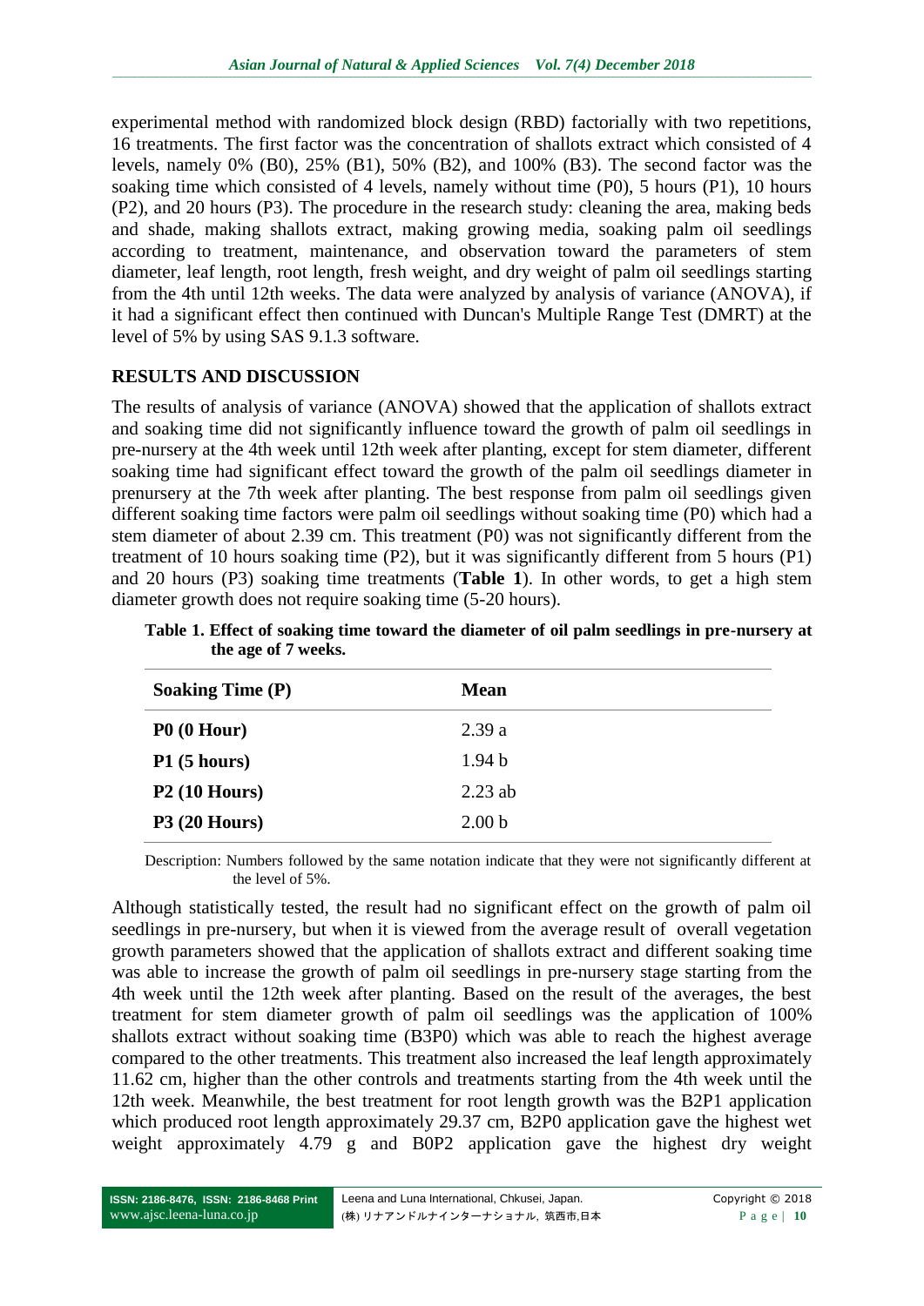experimental method with randomized block design (RBD) factorially with two repetitions, 16 treatments. The first factor was the concentration of shallots extract which consisted of 4 levels, namely 0% (B0), 25% (B1), 50% (B2), and 100% (B3). The second factor was the soaking time which consisted of 4 levels, namely without time (P0), 5 hours (P1), 10 hours (P2), and 20 hours (P3). The procedure in the research study: cleaning the area, making beds and shade, making shallots extract, making growing media, soaking palm oil seedlings according to treatment, maintenance, and observation toward the parameters of stem diameter, leaf length, root length, fresh weight, and dry weight of palm oil seedlings starting from the 4th until 12th weeks. The data were analyzed by analysis of variance (ANOVA), if it had a significant effect then continued with Duncan's Multiple Range Test (DMRT) at the level of 5% by using SAS 9.1.3 software.

## RESULTS AND DISCUSSION

The results of analysis of variance (ANOVA) showed that the application of shallots extract and soaking time did not significantly influence toward the growth of palm oil seedlings in pre-nursery at the 4th week until 12th week after planting, except for stem diameter, different soaking time had significant effect toward the growth of the palm oil seedlings diameter in prenursery at the 7th week after planting. The best response from palm oil seedlings given different soaking time factors were palm oil seedlings without soaking time (P0) which had a stem diameter of about 2.39 cm. This treatment (P0) was not significantly different from the treatment of 10 hours soaking time (P2), but it was significantly different from 5 hours (P1) and 20 hours (P3) soaking time treatments (**Table 1**). In other words, to get a high stem diameter growth does not require soaking time (5-20 hours).

**Table 1. Effect of soaking time toward the diameter of oil palm seedlings in pre-nursery at the age of 7 weeks.**

| Soaking Time (P) | Mean |
|---|---|
| **P0 (0 Hour)** | 2.39 a |
| **P1 (5 hours)** | 1.94 b |
| **P2 (10 Hours)** | 2.23 ab |
| **P3 (20 Hours)** | 2.00 b |

Description: Numbers followed by the same notation indicate that they were not significantly different at the level of 5%.

Although statistically tested, the result had no significant effect on the growth of palm oil seedlings in pre-nursery, but when it is viewed from the average result of overall vegetation growth parameters showed that the application of shallots extract and different soaking time was able to increase the growth of palm oil seedlings in pre-nursery stage starting from the 4th week until the 12th week after planting. Based on the result of the averages, the best treatment for stem diameter growth of palm oil seedlings was the application of 100% shallots extract without soaking time (B3P0) which was able to reach the highest average compared to the other treatments. This treatment also increased the leaf length approximately 11.62 cm, higher than the other controls and treatments starting from the 4th week until the 12th week. Meanwhile, the best treatment for root length growth was the B2P1 application which produced root length approximately 29.37 cm, B2P0 application gave the highest wet weight approximately 4.79 g and B0P2 application gave the highest dry weight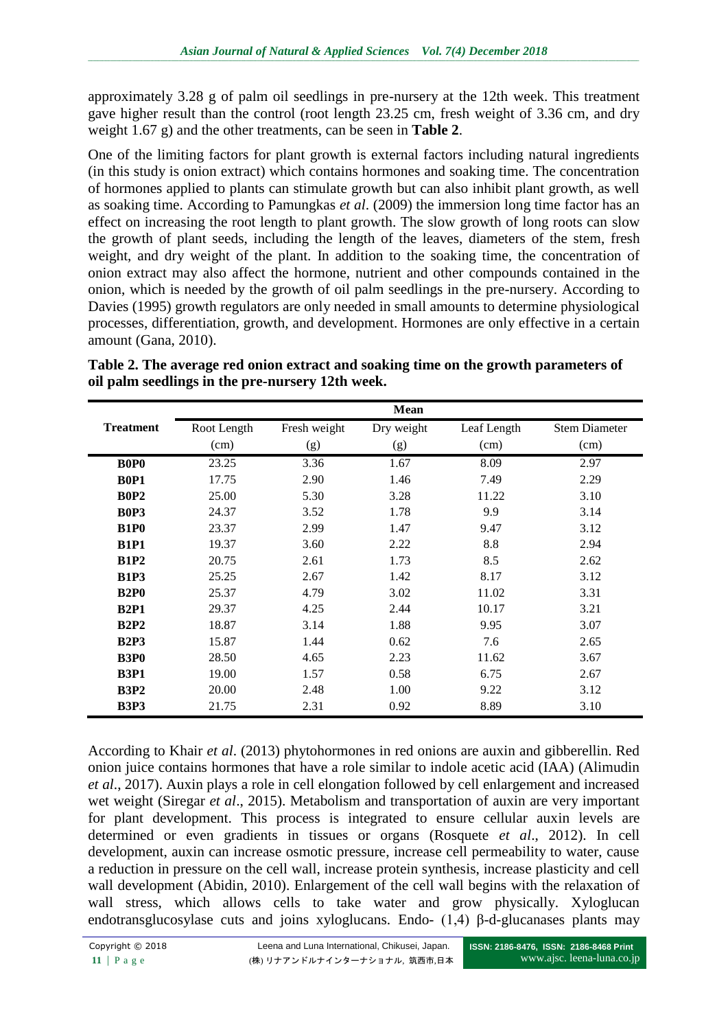approximately 3.28 g of palm oil seedlings in pre-nursery at the 12th week. This treatment gave higher result than the control (root length 23.25 cm, fresh weight of 3.36 cm, and dry weight 1.67 g) and the other treatments, can be seen in **Table 2**.

One of the limiting factors for plant growth is external factors including natural ingredients (in this study is onion extract) which contains hormones and soaking time. The concentration of hormones applied to plants can stimulate growth but can also inhibit plant growth, as well as soaking time. According to Pamungkas *et al*. (2009) the immersion long time factor has an effect on increasing the root length to plant growth. The slow growth of long roots can slow the growth of plant seeds, including the length of the leaves, diameters of the stem, fresh weight, and dry weight of the plant. In addition to the soaking time, the concentration of onion extract may also affect the hormone, nutrient and other compounds contained in the onion, which is needed by the growth of oil palm seedlings in the pre-nursery. According to Davies (1995) growth regulators are only needed in small amounts to determine physiological processes, differentiation, growth, and development. Hormones are only effective in a certain amount (Gana, 2010).

**Table 2. The average red onion extract and soaking time on the growth parameters of oil palm seedlings in the pre-nursery 12th week.**

| Treatment | Mean | | | | |
|---|---|---|---|---|---|
| | Root Length (cm) | Fresh weight (g) | Dry weight (g) | Leaf Length (cm) | Stem Diameter (cm) |
| **B0P0** | 23.25 | 3.36 | 1.67 | 8.09 | 2.97 |
| **B0P1** | 17.75 | 2.90 | 1.46 | 7.49 | 2.29 |
| **B0P2** | 25.00 | 5.30 | 3.28 | 11.22 | 3.10 |
| **B0P3** | 24.37 | 3.52 | 1.78 | 9.9 | 3.14 |
| **B1P0** | 23.37 | 2.99 | 1.47 | 9.47 | 3.12 |
| **B1P1** | 19.37 | 3.60 | 2.22 | 8.8 | 2.94 |
| **B1P2** | 20.75 | 2.61 | 1.73 | 8.5 | 2.62 |
| **B1P3** | 25.25 | 2.67 | 1.42 | 8.17 | 3.12 |
| **B2P0** | 25.37 | 4.79 | 3.02 | 11.02 | 3.31 |
| **B2P1** | 29.37 | 4.25 | 2.44 | 10.17 | 3.21 |
| **B2P2** | 18.87 | 3.14 | 1.88 | 9.95 | 3.07 |
| **B2P3** | 15.87 | 1.44 | 0.62 | 7.6 | 2.65 |
| **B3P0** | 28.50 | 4.65 | 2.23 | 11.62 | 3.67 |
| **B3P1** | 19.00 | 1.57 | 0.58 | 6.75 | 2.67 |
| **B3P2** | 20.00 | 2.48 | 1.00 | 9.22 | 3.12 |
| **B3P3** | 21.75 | 2.31 | 0.92 | 8.89 | 3.10 |

According to Khair *et al*. (2013) phytohormones in red onions are auxin and gibberellin. Red onion juice contains hormones that have a role similar to indole acetic acid (IAA) (Alimudin *et al*., 2017). Auxin plays a role in cell elongation followed by cell enlargement and increased wet weight (Siregar *et al*., 2015). Metabolism and transportation of auxin are very important for plant development. This process is integrated to ensure cellular auxin levels are determined or even gradients in tissues or organs (Rosquete *et al*., 2012). In cell development, auxin can increase osmotic pressure, increase cell permeability to water, cause a reduction in pressure on the cell wall, increase protein synthesis, increase plasticity and cell wall development (Abidin, 2010). Enlargement of the cell wall begins with the relaxation of wall stress, which allows cells to take water and grow physically. Xyloglucan endotransglucosylase cuts and joins xyloglucans. Endo- (1,4) β-d-glucanases plants may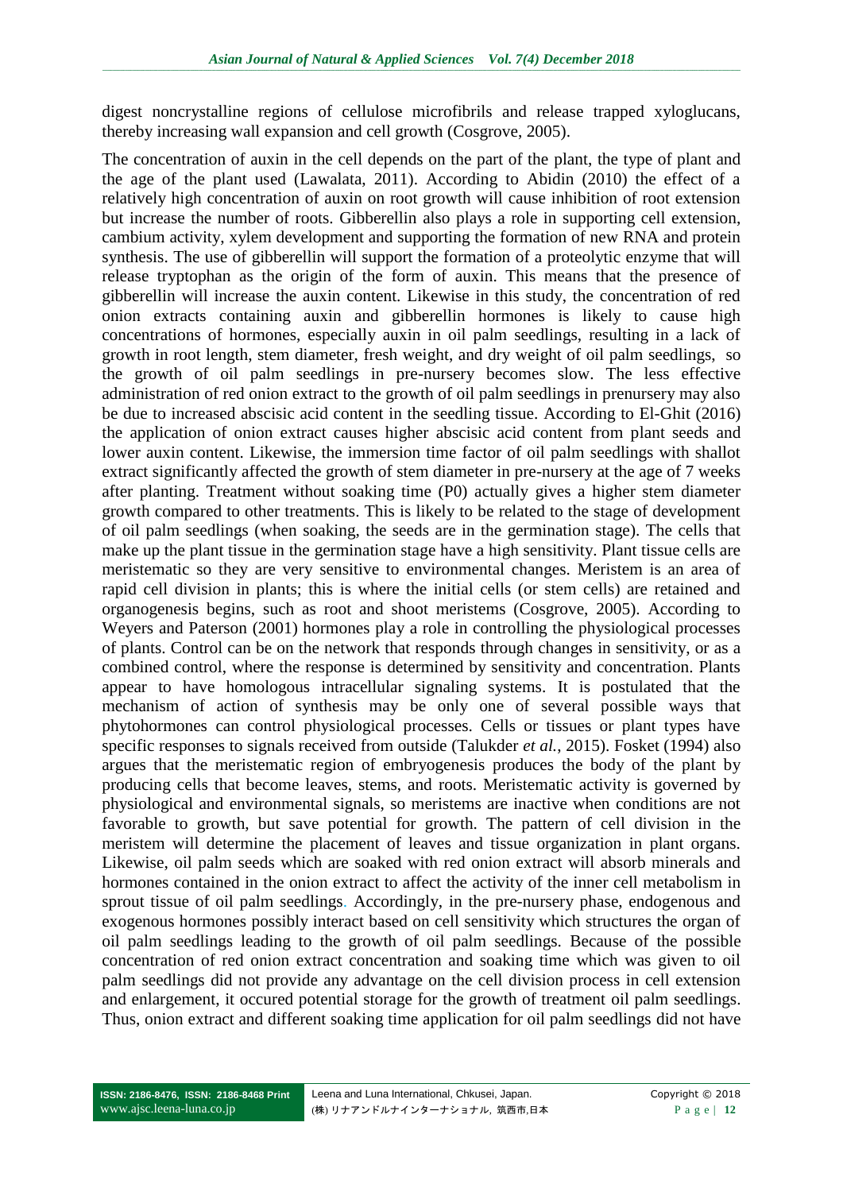digest noncrystalline regions of cellulose microfibrils and release trapped xyloglucans, thereby increasing wall expansion and cell growth (Cosgrove, 2005).

The concentration of auxin in the cell depends on the part of the plant, the type of plant and the age of the plant used (Lawalata, 2011). According to Abidin (2010) the effect of a relatively high concentration of auxin on root growth will cause inhibition of root extension but increase the number of roots. Gibberellin also plays a role in supporting cell extension, cambium activity, xylem development and supporting the formation of new RNA and protein synthesis. The use of gibberellin will support the formation of a proteolytic enzyme that will release tryptophan as the origin of the form of auxin. This means that the presence of gibberellin will increase the auxin content. Likewise in this study, the concentration of red onion extracts containing auxin and gibberellin hormones is likely to cause high concentrations of hormones, especially auxin in oil palm seedlings, resulting in a lack of growth in root length, stem diameter, fresh weight, and dry weight of oil palm seedlings, so the growth of oil palm seedlings in pre-nursery becomes slow. The less effective administration of red onion extract to the growth of oil palm seedlings in prenursery may also be due to increased abscisic acid content in the seedling tissue. According to El-Ghit (2016) the application of onion extract causes higher abscisic acid content from plant seeds and lower auxin content. Likewise, the immersion time factor of oil palm seedlings with shallot extract significantly affected the growth of stem diameter in pre-nursery at the age of 7 weeks after planting. Treatment without soaking time (P0) actually gives a higher stem diameter growth compared to other treatments. This is likely to be related to the stage of development of oil palm seedlings (when soaking, the seeds are in the germination stage). The cells that make up the plant tissue in the germination stage have a high sensitivity. Plant tissue cells are meristematic so they are very sensitive to environmental changes. Meristem is an area of rapid cell division in plants; this is where the initial cells (or stem cells) are retained and organogenesis begins, such as root and shoot meristems (Cosgrove, 2005). According to Weyers and Paterson (2001) hormones play a role in controlling the physiological processes of plants. Control can be on the network that responds through changes in sensitivity, or as a combined control, where the response is determined by sensitivity and concentration. Plants appear to have homologous intracellular signaling systems. It is postulated that the mechanism of action of synthesis may be only one of several possible ways that phytohormones can control physiological processes. Cells or tissues or plant types have specific responses to signals received from outside (Talukder *et al.*, 2015). Fosket (1994) also argues that the meristematic region of embryogenesis produces the body of the plant by producing cells that become leaves, stems, and roots. Meristematic activity is governed by physiological and environmental signals, so meristems are inactive when conditions are not favorable to growth, but save potential for growth. The pattern of cell division in the meristem will determine the placement of leaves and tissue organization in plant organs. Likewise, oil palm seeds which are soaked with red onion extract will absorb minerals and hormones contained in the onion extract to affect the activity of the inner cell metabolism in sprout tissue of oil palm seedlings. Accordingly, in the pre-nursery phase, endogenous and exogenous hormones possibly interact based on cell sensitivity which structures the organ of oil palm seedlings leading to the growth of oil palm seedlings. Because of the possible concentration of red onion extract concentration and soaking time which was given to oil palm seedlings did not provide any advantage on the cell division process in cell extension and enlargement, it occured potential storage for the growth of treatment oil palm seedlings. Thus, onion extract and different soaking time application for oil palm seedlings did not have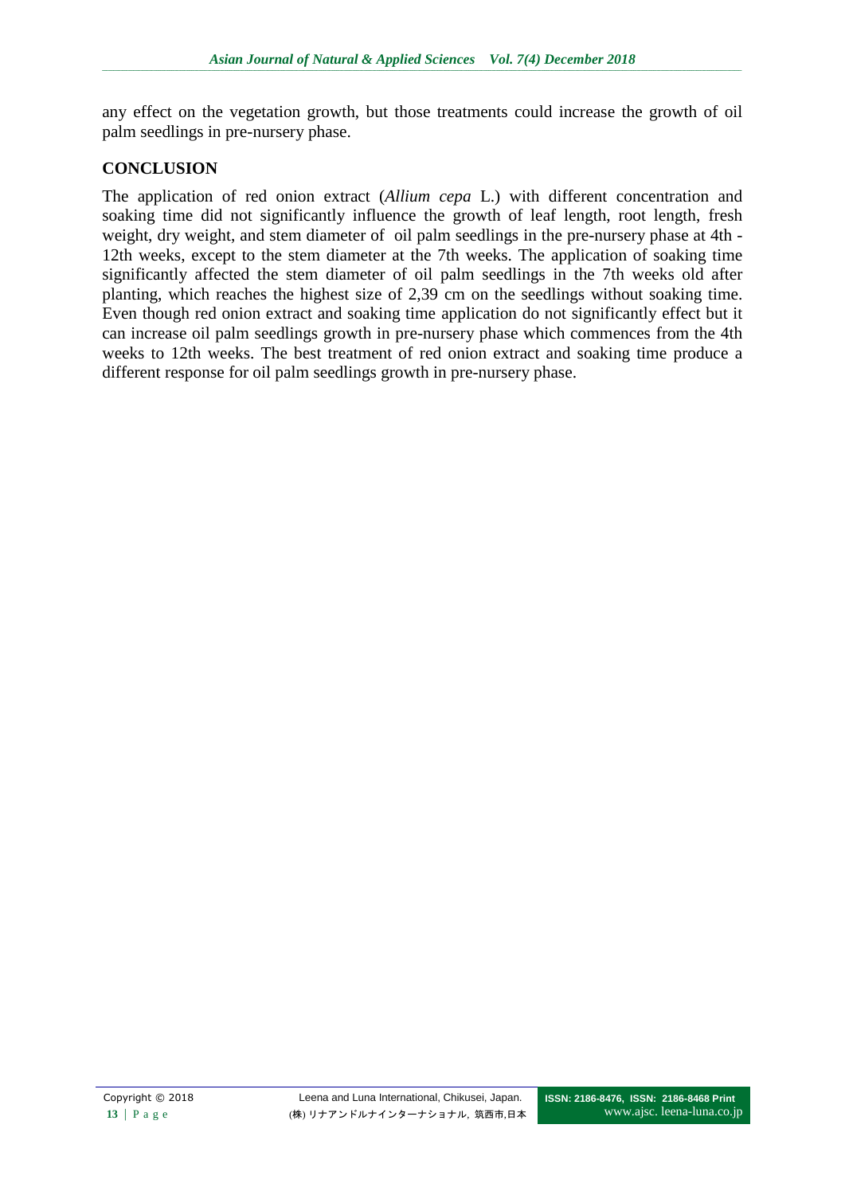any effect on the vegetation growth, but those treatments could increase the growth of oil palm seedlings in pre-nursery phase.

## CONCLUSION

The application of red onion extract (*Allium cepa* L.) with different concentration and soaking time did not significantly influence the growth of leaf length, root length, fresh weight, dry weight, and stem diameter of oil palm seedlings in the pre-nursery phase at 4th - 12th weeks, except to the stem diameter at the 7th weeks. The application of soaking time significantly affected the stem diameter of oil palm seedlings in the 7th weeks old after planting, which reaches the highest size of 2,39 cm on the seedlings without soaking time. Even though red onion extract and soaking time application do not significantly effect but it can increase oil palm seedlings growth in pre-nursery phase which commences from the 4th weeks to 12th weeks. The best treatment of red onion extract and soaking time produce a different response for oil palm seedlings growth in pre-nursery phase.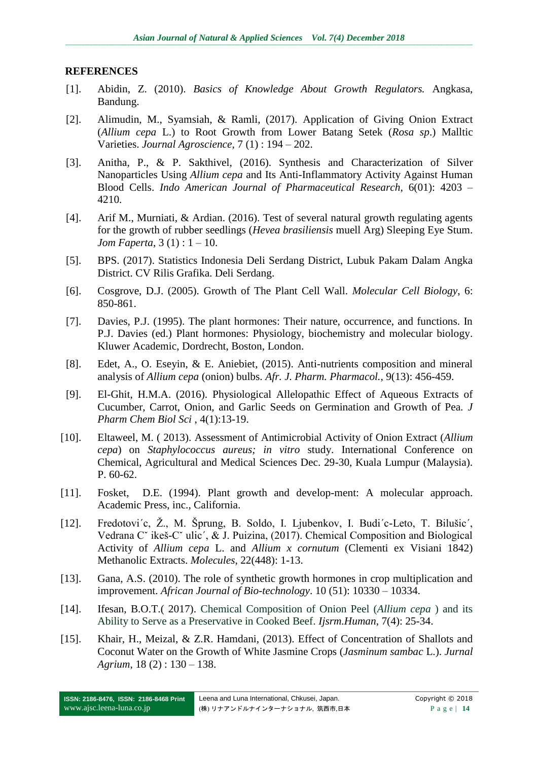## REFERENCES

[1]. Abidin, Z. (2010). *Basics of Knowledge About Growth Regulators.* Angkasa, Bandung.

[2]. Alimudin, M., Syamsiah, & Ramli, (2017). Application of Giving Onion Extract (*Allium cepa* L.) to Root Growth from Lower Batang Setek (*Rosa sp*.) Malltic Varieties. *Journal Agroscience*, 7 (1) : 194 – 202.

[3]. Anitha, P., & P. Sakthivel, (2016). Synthesis and Characterization of Silver Nanoparticles Using *Allium cepa* and Its Anti-Inflammatory Activity Against Human Blood Cells. *Indo American Journal of Pharmaceutical Research*, 6(01): 4203 – 4210.

[4]. Arif M., Murniati, & Ardian. (2016). Test of several natural growth regulating agents for the growth of rubber seedlings (*Hevea brasiliensis* muell Arg) Sleeping Eye Stum. *Jom Faperta*, 3 (1) : 1 – 10.

[5]. BPS. (2017). Statistics Indonesia Deli Serdang District, Lubuk Pakam Dalam Angka District. CV Rilis Grafika. Deli Serdang.

[6]. Cosgrove, D.J. (2005). Growth of The Plant Cell Wall. *Molecular Cell Biology*, 6: 850-861.

[7]. Davies, P.J. (1995). The plant hormones: Their nature, occurrence, and functions. In P.J. Davies (ed.) Plant hormones: Physiology, biochemistry and molecular biology. Kluwer Academic, Dordrecht, Boston, London.

[8]. Edet, A., O. Eseyin, & E. Aniebiet, (2015). Anti-nutrients composition and mineral analysis of *Allium cepa* (onion) bulbs. *Afr. J. Pharm. Pharmacol.*, 9(13): 456-459.

[9]. El-Ghit, H.M.A. (2016). Physiological Allelopathic Effect of Aqueous Extracts of Cucumber, Carrot, Onion, and Garlic Seeds on Germination and Growth of Pea. *J Pharm Chem Biol Sci* , 4(1):13-19.

[10]. Eltaweel, M. ( 2013). Assessment of Antimicrobial Activity of Onion Extract (*Allium cepa*) on *Staphylococcus aureus; in vitro* study. International Conference on Chemical, Agricultural and Medical Sciences Dec. 29-30, Kuala Lumpur (Malaysia). P. 60-62.

[11]. Fosket, D.E. (1994). Plant growth and develop-ment: A molecular approach. Academic Press, inc., California.

[12]. Fredotovi´c, Ž., M. Šprung, B. Soldo, I. Ljubenkov, I. Budi´c-Leto, T. Bilušic´, Vedrana Cˇ ikeš-Cˇ ulic´, & J. Puizina, (2017). Chemical Composition and Biological Activity of *Allium cepa* L. and *Allium x cornutum* (Clementi ex Visiani 1842) Methanolic Extracts. *Molecules*, 22(448): 1-13.

[13]. Gana, A.S. (2010). The role of synthetic growth hormones in crop multiplication and improvement. *African Journal of Bio-technology*. 10 (51): 10330 – 10334.

[14]. Ifesan, B.O.T.( 2017). Chemical Composition of Onion Peel (*Allium cepa* ) and its Ability to Serve as a Preservative in Cooked Beef. *Ijsrm.Human*, 7(4): 25-34.

[15]. Khair, H., Meizal, & Z.R. Hamdani, (2013). Effect of Concentration of Shallots and Coconut Water on the Growth of White Jasmine Crops (*Jasminum sambac* L.). *Jurnal Agrium*, 18 (2) : 130 – 138.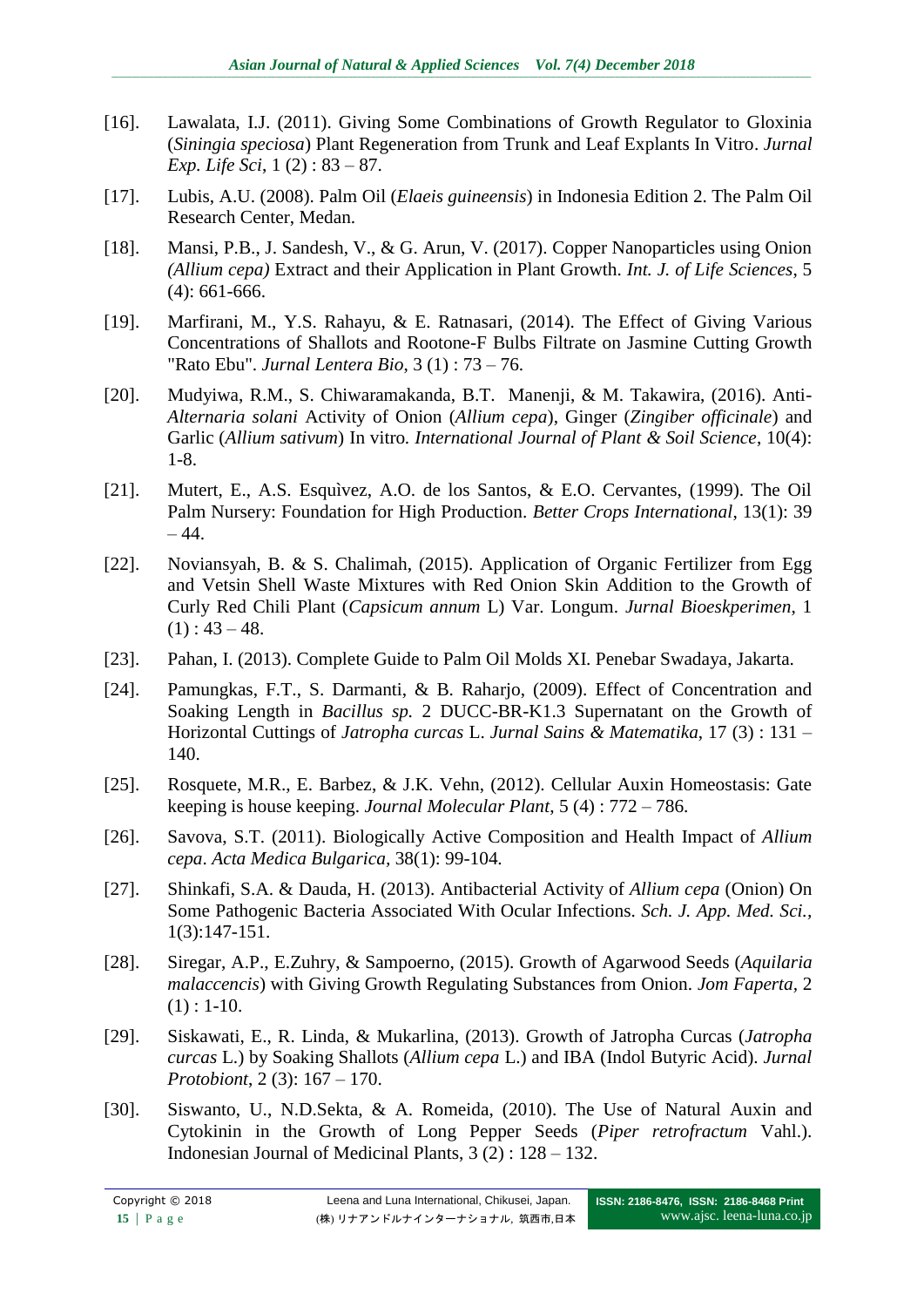[16]. Lawalata, I.J. (2011). Giving Some Combinations of Growth Regulator to Gloxinia (*Siningia speciosa*) Plant Regeneration from Trunk and Leaf Explants In Vitro. *Jurnal Exp. Life Sci*, 1 (2) : 83 – 87.

[17]. Lubis, A.U. (2008). Palm Oil (*Elaeis guineensis*) in Indonesia Edition 2. The Palm Oil Research Center, Medan.

[18]. Mansi, P.B., J. Sandesh, V., & G. Arun, V. (2017). Copper Nanoparticles using Onion *(Allium cepa)* Extract and their Application in Plant Growth. *Int. J. of Life Sciences*, 5 (4): 661-666.

[19]. Marfirani, M., Y.S. Rahayu, & E. Ratnasari, (2014). The Effect of Giving Various Concentrations of Shallots and Rootone-F Bulbs Filtrate on Jasmine Cutting Growth "Rato Ebu". *Jurnal Lentera Bio*, 3 (1) : 73 – 76.

[20]. Mudyiwa, R.M., S. Chiwaramakanda, B.T. Manenji, & M. Takawira, (2016). Anti-*Alternaria solani* Activity of Onion (*Allium cepa*), Ginger (*Zingiber officinale*) and Garlic (*Allium sativum*) In vitro. *International Journal of Plant & Soil Science*, 10(4): 1-8.

[21]. Mutert, E., A.S. Esquìvez, A.O. de los Santos, & E.O. Cervantes, (1999). The Oil Palm Nursery: Foundation for High Production. *Better Crops International*, 13(1): 39 – 44.

[22]. Noviansyah, B. & S. Chalimah, (2015). Application of Organic Fertilizer from Egg and Vetsin Shell Waste Mixtures with Red Onion Skin Addition to the Growth of Curly Red Chili Plant (*Capsicum annum* L) Var. Longum. *Jurnal Bioeskperimen*, 1 (1) : 43 – 48.

[23]. Pahan, I. (2013). Complete Guide to Palm Oil Molds XI. Penebar Swadaya, Jakarta.

[24]. Pamungkas, F.T., S. Darmanti, & B. Raharjo, (2009). Effect of Concentration and Soaking Length in *Bacillus sp.* 2 DUCC-BR-K1.3 Supernatant on the Growth of Horizontal Cuttings of *Jatropha curcas* L. *Jurnal Sains & Matematika*, 17 (3) : 131 – 140.

[25]. Rosquete, M.R., E. Barbez, & J.K. Vehn, (2012). Cellular Auxin Homeostasis: Gate keeping is house keeping. *Journal Molecular Plant*, 5 (4) : 772 – 786.

[26]. Savova, S.T. (2011). Biologically Active Composition and Health Impact of *Allium cepa*. *Acta Medica Bulgarica*, 38(1): 99-104.

[27]. Shinkafi, S.A. & Dauda, H. (2013). Antibacterial Activity of *Allium cepa* (Onion) On Some Pathogenic Bacteria Associated With Ocular Infections. *Sch. J. App. Med. Sci.*, 1(3):147-151.

[28]. Siregar, A.P., E.Zuhry, & Sampoerno, (2015). Growth of Agarwood Seeds (*Aquilaria malaccencis*) with Giving Growth Regulating Substances from Onion. *Jom Faperta*, 2 (1) : 1-10.

[29]. Siskawati, E., R. Linda, & Mukarlina, (2013). Growth of Jatropha Curcas (*Jatropha curcas* L.) by Soaking Shallots (*Allium cepa* L.) and IBA (Indol Butyric Acid). *Jurnal Protobiont*, 2 (3): 167 – 170.

[30]. Siswanto, U., N.D.Sekta, & A. Romeida, (2010). The Use of Natural Auxin and Cytokinin in the Growth of Long Pepper Seeds (*Piper retrofractum* Vahl.). Indonesian Journal of Medicinal Plants, 3 (2) : 128 – 132.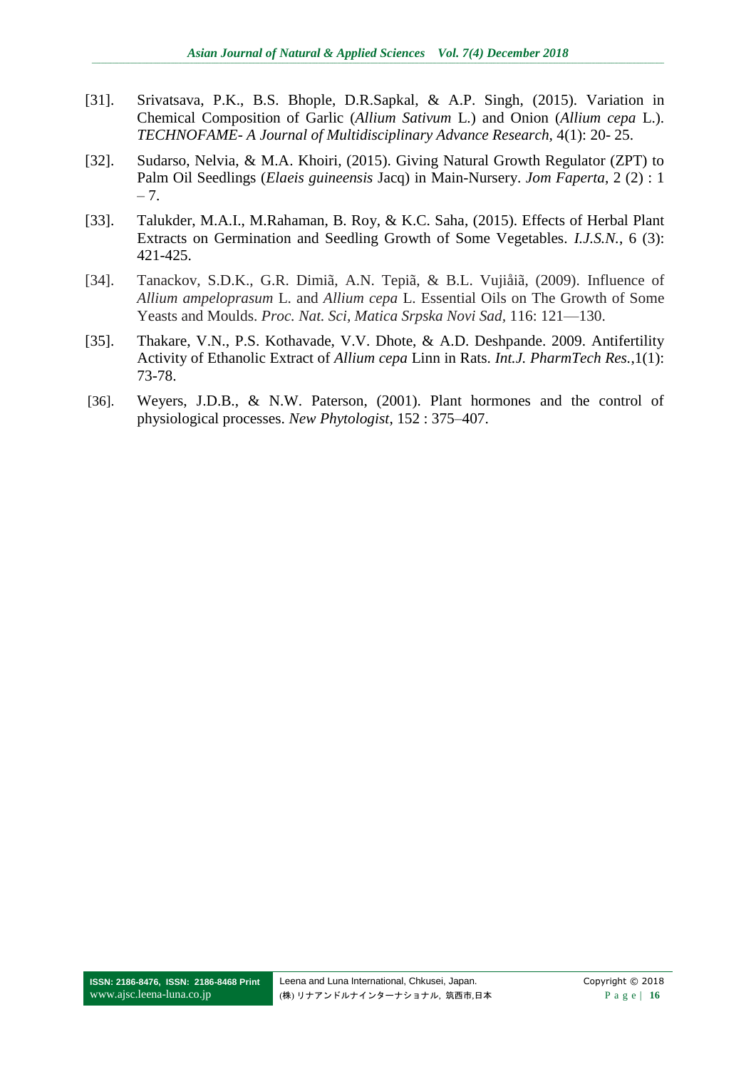[31]. Srivatsava, P.K., B.S. Bhople, D.R.Sapkal, & A.P. Singh, (2015). Variation in Chemical Composition of Garlic (*Allium Sativum* L.) and Onion (*Allium cepa* L.). *TECHNOFAME- A Journal of Multidisciplinary Advance Research*, 4(1): 20- 25.

[32]. Sudarso, Nelvia, & M.A. Khoiri, (2015). Giving Natural Growth Regulator (ZPT) to Palm Oil Seedlings (*Elaeis guineensis* Jacq) in Main-Nursery. *Jom Faperta*, 2 (2) : 1 – 7.

[33]. Talukder, M.A.I., M.Rahaman, B. Roy, & K.C. Saha, (2015). Effects of Herbal Plant Extracts on Germination and Seedling Growth of Some Vegetables. *I.J.S.N.*, 6 (3): 421-425.

[34]. Tanackov, S.D.K., G.R. Dimiã, A.N. Tepiã, & B.L. Vujiåiã, (2009). Influence of *Allium ampeloprasum* L. and *Allium cepa* L. Essential Oils on The Growth of Some Yeasts and Moulds. *Proc. Nat. Sci, Matica Srpska Novi Sad*, 116: 121—130.

[35]. Thakare, V.N., P.S. Kothavade, V.V. Dhote, & A.D. Deshpande. 2009. Antifertility Activity of Ethanolic Extract of *Allium cepa* Linn in Rats. *Int.J. PharmTech Res.*,1(1): 73-78.

[36]. Weyers, J.D.B., & N.W. Paterson, (2001). Plant hormones and the control of physiological processes. *New Phytologist*, 152 : 375–407.